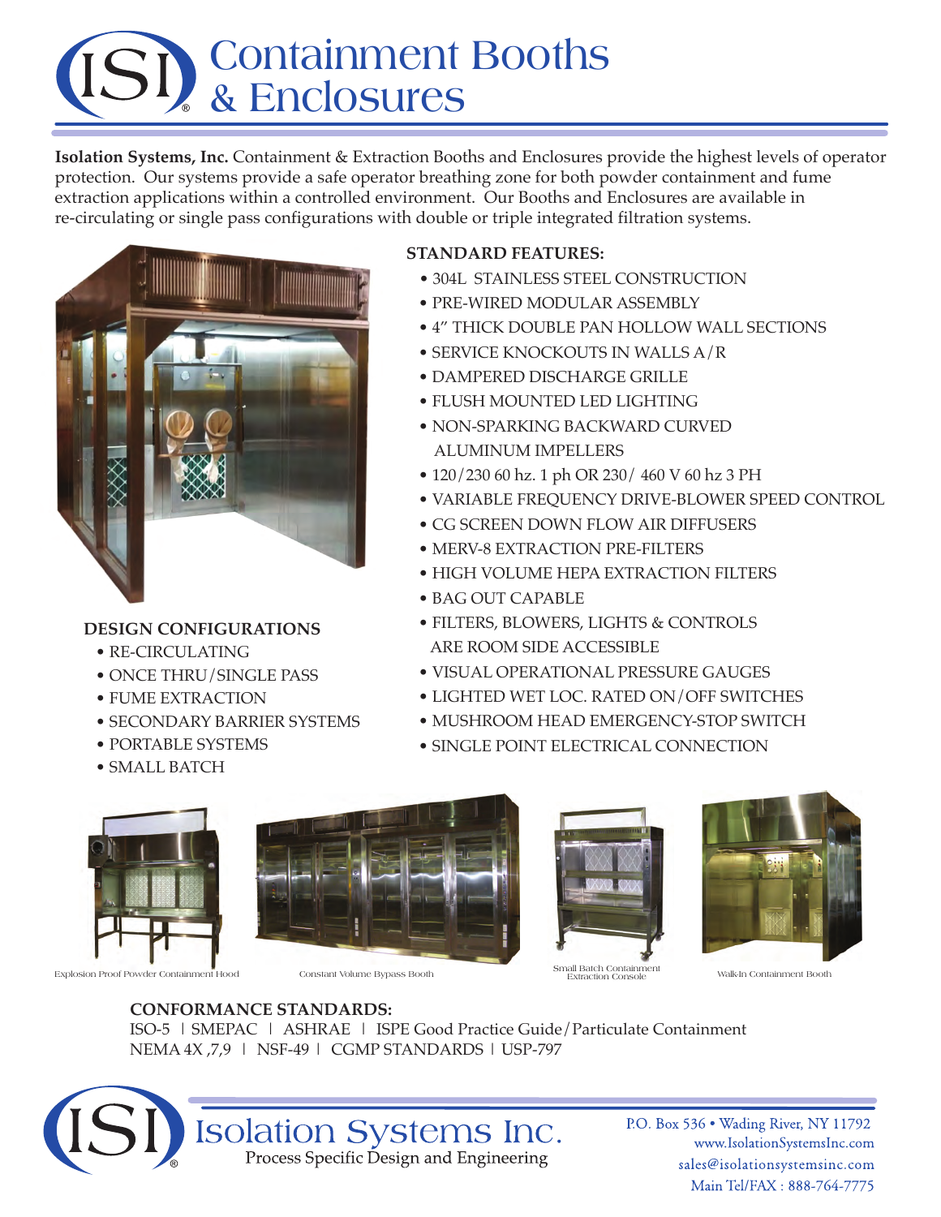# Containment Booths & Enclosures

**Isolation Systems, Inc.** Containment & Extraction Booths and Enclosures provide the highest levels of operator protection. Our systems provide a safe operator breathing zone for both powder containment and fume extraction applications within a controlled environment. Our Booths and Enclosures are available in re-circulating or single pass configurations with double or triple integrated filtration systems.

**STANDARD FEATURES:**

- 304L STAINLESS STEEL CONSTRUCTION
- PRE-WIRED MODULAR ASSEMBLY
- 4" THICK DOUBLE PAN HOLLOW WALL SECTIONS
- SERVICE KNOCKOUTS IN WALLS A/R
- DAMPERED DISCHARGE GRILLE
- FLUSH MOUNTED LED LIGHTING
- NON-SPARKING BACKWARD CURVED ALUMINUM IMPELLERS
- 120/230 60 hz. 1 ph OR 230/ 460 V 60 hz 3 PH
- VARIABLE FREQUENCY DRIVE-BLOWER SPEED CONTROL
- CG SCREEN DOWN FLOW AIR DIFFUSERS
- MERV-8 EXTRACTION PRE-FILTERS
- HIGH VOLUME HEPA EXTRACTION FILTERS
- BAG OUT CAPABLE
- FILTERS, BLOWERS, LIGHTS & CONTROLS ARE ROOM SIDE ACCESSIBLE
- VISUAL OPERATIONAL PRESSURE GAUGES
- LIGHTED WET LOC. RATED ON/OFF SWITCHES
- MUSHROOM HEAD EMERGENCY-STOP SWITCH
- SINGLE POINT ELECTRICAL CONNECTION

**DESIGN CONFIGURATIONS**

- RE-CIRCULATING
- ONCE THRU/SINGLE PASS
- FUME EXTRACTION
- SECONDARY BARRIER SYSTEMS
- PORTABLE SYSTEMS
- SMALL BATCH

Explosion Proof Powder Containment Hood

Constant Volume Bypass Booth

Small Batch Containment Extraction Console

Walk-In Containment Booth

**CONFORMANCE STANDARDS:**

ISO-5 | SMEPAC | ASHRAE | ISPE Good Practice Guide/Particulate Containment
NEMA 4X ,7,9 | NSF-49 | CGMP STANDARDS | USP-797

**Isolation Systems Inc.**
Process Specific Design and Engineering

P.O. Box 536 • Wading River, NY 11792
www.IsolationSystemsInc.com
sales@isolationsystemsinc.com
Main Tel/FAX : 888-764-7775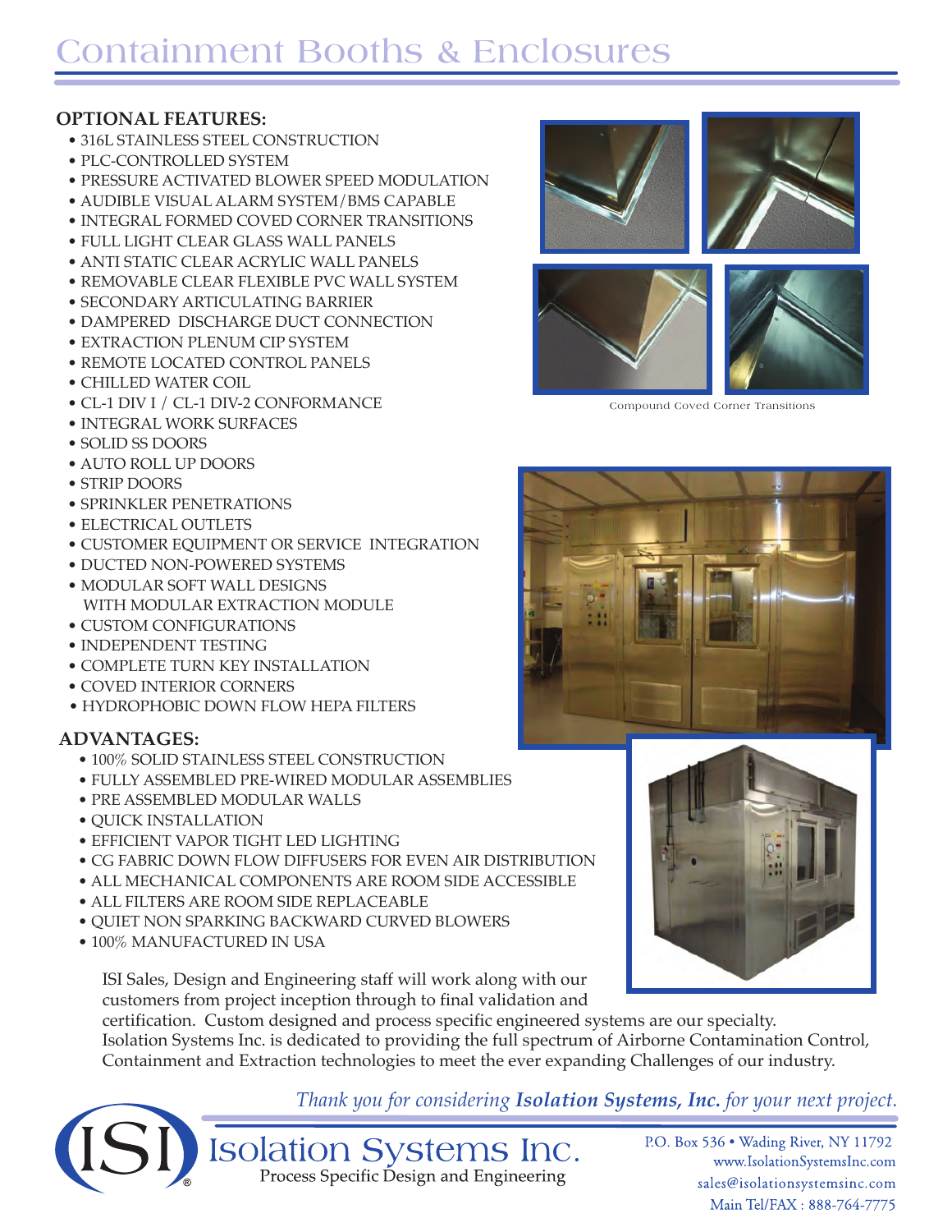# Containment Booths & Enclosures

## OPTIONAL FEATURES:

- 316L STAINLESS STEEL CONSTRUCTION
- PLC-CONTROLLED SYSTEM
- PRESSURE ACTIVATED BLOWER SPEED MODULATION
- AUDIBLE VISUAL ALARM SYSTEM/BMS CAPABLE
- INTEGRAL FORMED COVED CORNER TRANSITIONS
- FULL LIGHT CLEAR GLASS WALL PANELS
- ANTI STATIC CLEAR ACRYLIC WALL PANELS
- REMOVABLE CLEAR FLEXIBLE PVC WALL SYSTEM
- SECONDARY ARTICULATING BARRIER
- DAMPERED DISCHARGE DUCT CONNECTION
- EXTRACTION PLENUM CIP SYSTEM
- REMOTE LOCATED CONTROL PANELS
- CHILLED WATER COIL
- CL-1 DIV I / CL-1 DIV-2 CONFORMANCE
- INTEGRAL WORK SURFACES
- SOLID SS DOORS
- AUTO ROLL UP DOORS
- STRIP DOORS
- SPRINKLER PENETRATIONS
- ELECTRICAL OUTLETS
- CUSTOMER EQUIPMENT OR SERVICE INTEGRATION
- DUCTED NON-POWERED SYSTEMS
- MODULAR SOFT WALL DESIGNS WITH MODULAR EXTRACTION MODULE
- CUSTOM CONFIGURATIONS
- INDEPENDENT TESTING
- COMPLETE TURN KEY INSTALLATION
- COVED INTERIOR CORNERS
- HYDROPHOBIC DOWN FLOW HEPA FILTERS

Compound Coved Corner Transitions

## ADVANTAGES:

- 100% SOLID STAINLESS STEEL CONSTRUCTION
- FULLY ASSEMBLED PRE-WIRED MODULAR ASSEMBLIES
- PRE ASSEMBLED MODULAR WALLS
- QUICK INSTALLATION
- EFFICIENT VAPOR TIGHT LED LIGHTING
- CG FABRIC DOWN FLOW DIFFUSERS FOR EVEN AIR DISTRIBUTION
- ALL MECHANICAL COMPONENTS ARE ROOM SIDE ACCESSIBLE
- ALL FILTERS ARE ROOM SIDE REPLACEABLE
- QUIET NON SPARKING BACKWARD CURVED BLOWERS
- 100% MANUFACTURED IN USA

ISI Sales, Design and Engineering staff will work along with our customers from project inception through to final validation and certification. Custom designed and process specific engineered systems are our specialty. Isolation Systems Inc. is dedicated to providing the full spectrum of Airborne Contamination Control, Containment and Extraction technologies to meet the ever expanding Challenges of our industry.

*Thank you for considering **Isolation Systems, Inc.** for your next project.*

ISI® Isolation Systems Inc.
Process Specific Design and Engineering

P.O. Box 536 • Wading River, NY 11792
www.IsolationSystemsInc.com
sales@isolationsystemsinc.com
Main Tel/FAX : 888-764-7775